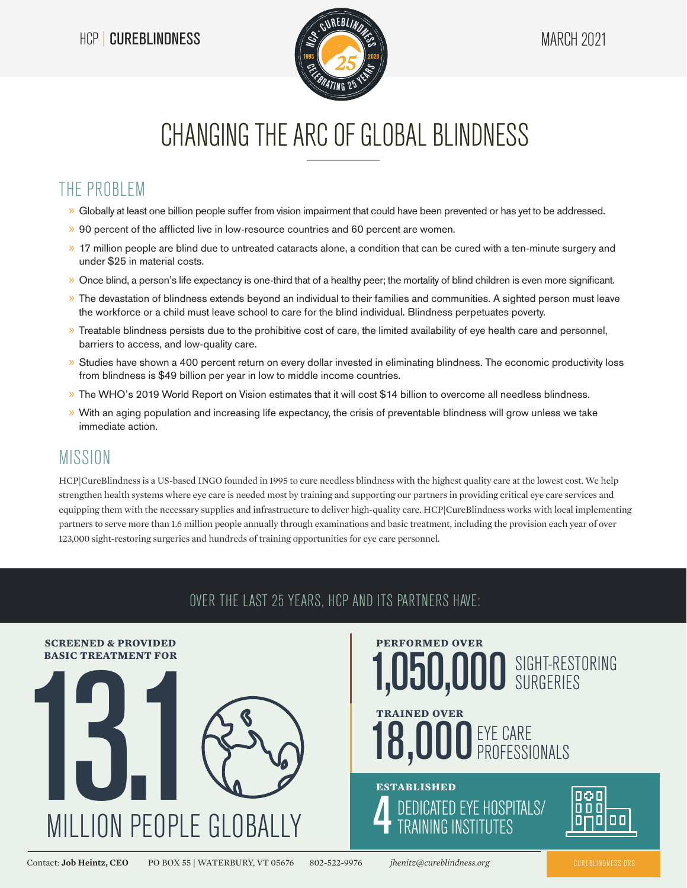HCP | CUREBLINDNESS

MARCH 2021

# CHANGING THE ARC OF GLOBAL BLINDNESS

## THE PROBLEM

- Globally at least one billion people suffer from vision impairment that could have been prevented or has yet to be addressed.
- 90 percent of the afflicted live in low-resource countries and 60 percent are women.
- 17 million people are blind due to untreated cataracts alone, a condition that can be cured with a ten-minute surgery and under $25 in material costs.
- Once blind, a person's life expectancy is one-third that of a healthy peer; the mortality of blind children is even more significant.
- The devastation of blindness extends beyond an individual to their families and communities. A sighted person must leave the workforce or a child must leave school to care for the blind individual. Blindness perpetuates poverty.
- Treatable blindness persists due to the prohibitive cost of care, the limited availability of eye health care and personnel, barriers to access, and low-quality care.
- Studies have shown a 400 percent return on every dollar invested in eliminating blindness. The economic productivity loss from blindness is $49 billion per year in low to middle income countries.
- The WHO's 2019 World Report on Vision estimates that it will cost $14 billion to overcome all needless blindness.
- With an aging population and increasing life expectancy, the crisis of preventable blindness will grow unless we take immediate action.

## MISSION

HCP|CureBlindness is a US-based INGO founded in 1995 to cure needless blindness with the highest quality care at the lowest cost. We help strengthen health systems where eye care is needed most by training and supporting our partners in providing critical eye care services and equipping them with the necessary supplies and infrastructure to deliver high-quality care. HCP|CureBlindness works with local implementing partners to serve more than 1.6 million people annually through examinations and basic treatment, including the provision each year of over 123,000 sight-restoring surgeries and hundreds of training opportunities for eye care personnel.

## OVER THE LAST 25 YEARS, HCP AND ITS PARTNERS HAVE:

**SCREENED & PROVIDED BASIC TREATMENT FOR**
**13.1** MILLION PEOPLE GLOBALLY

**PERFORMED OVER**
**1,050,000** SIGHT-RESTORING SURGERIES

**TRAINED OVER**
**18,000** EYE CARE PROFESSIONALS

**ESTABLISHED**
**4** DEDICATED EYE HOSPITALS/ TRAINING INSTITUTES

Contact: **Job Heintz, CEO** PO BOX 55 | WATERBURY, VT 05676 802-522-9976 *jhenitz@cureblindness.org* CUREBLINDNESS.ORG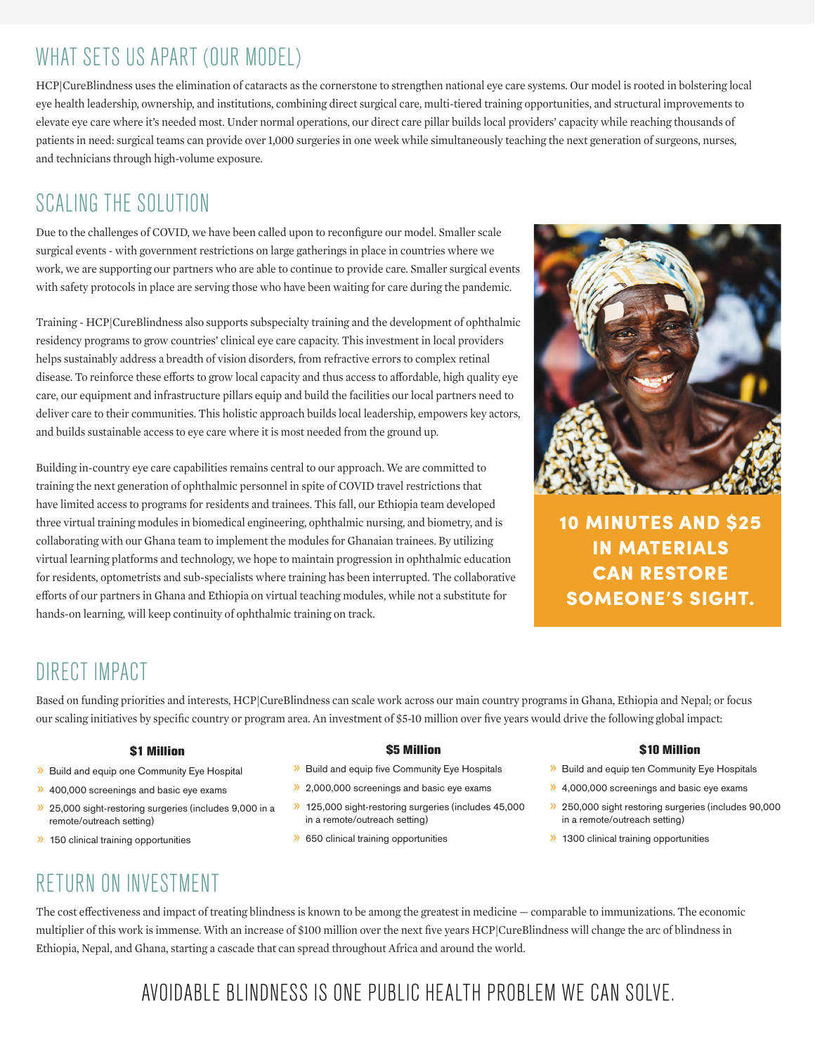## WHAT SETS US APART (OUR MODEL)

HCP|CureBlindness uses the elimination of cataracts as the cornerstone to strengthen national eye care systems. Our model is rooted in bolstering local eye health leadership, ownership, and institutions, combining direct surgical care, multi-tiered training opportunities, and structural improvements to elevate eye care where it's needed most. Under normal operations, our direct care pillar builds local providers' capacity while reaching thousands of patients in need: surgical teams can provide over 1,000 surgeries in one week while simultaneously teaching the next generation of surgeons, nurses, and technicians through high-volume exposure.

## SCALING THE SOLUTION

Due to the challenges of COVID, we have been called upon to reconfigure our model. Smaller scale surgical events - with government restrictions on large gatherings in place in countries where we work, we are supporting our partners who are able to continue to provide care. Smaller surgical events with safety protocols in place are serving those who have been waiting for care during the pandemic.

Training - HCP|CureBlindness also supports subspecialty training and the development of ophthalmic residency programs to grow countries' clinical eye care capacity. This investment in local providers helps sustainably address a breadth of vision disorders, from refractive errors to complex retinal disease. To reinforce these efforts to grow local capacity and thus access to affordable, high quality eye care, our equipment and infrastructure pillars equip and build the facilities our local partners need to deliver care to their communities. This holistic approach builds local leadership, empowers key actors, and builds sustainable access to eye care where it is most needed from the ground up.

Building in-country eye care capabilities remains central to our approach. We are committed to training the next generation of ophthalmic personnel in spite of COVID travel restrictions that have limited access to programs for residents and trainees. This fall, our Ethiopia team developed three virtual training modules in biomedical engineering, ophthalmic nursing, and biometry, and is collaborating with our Ghana team to implement the modules for Ghanaian trainees. By utilizing virtual learning platforms and technology, we hope to maintain progression in ophthalmic education for residents, optometrists and sub-specialists where training has been interrupted. The collaborative efforts of our partners in Ghana and Ethiopia on virtual teaching modules, while not a substitute for hands-on learning, will keep continuity of ophthalmic training on track.

**10 MINUTES AND $25 IN MATERIALS CAN RESTORE SOMEONE'S SIGHT.**

## DIRECT IMPACT

Based on funding priorities and interests, HCP|CureBlindness can scale work across our main country programs in Ghana, Ethiopia and Nepal; or focus our scaling initiatives by specific country or program area. An investment of $5-10 million over five years would drive the following global impact:

**$1 Million**

- Build and equip one Community Eye Hospital
- 400,000 screenings and basic eye exams
- 25,000 sight-restoring surgeries (includes 9,000 in a remote/outreach setting)
- 150 clinical training opportunities

**$5 Million**

- Build and equip five Community Eye Hospitals
- 2,000,000 screenings and basic eye exams
- 125,000 sight-restoring surgeries (includes 45,000 in a remote/outreach setting)
- 650 clinical training opportunities

**$10 Million**

- Build and equip ten Community Eye Hospitals
- 4,000,000 screenings and basic eye exams
- 250,000 sight restoring surgeries (includes 90,000 in a remote/outreach setting)
- 1300 clinical training opportunities

## RETURN ON INVESTMENT

The cost effectiveness and impact of treating blindness is known to be among the greatest in medicine — comparable to immunizations. The economic multiplier of this work is immense. With an increase of $100 million over the next five years HCP|CureBlindness will change the arc of blindness in Ethiopia, Nepal, and Ghana, starting a cascade that can spread throughout Africa and around the world.

## AVOIDABLE BLINDNESS IS ONE PUBLIC HEALTH PROBLEM WE CAN SOLVE.